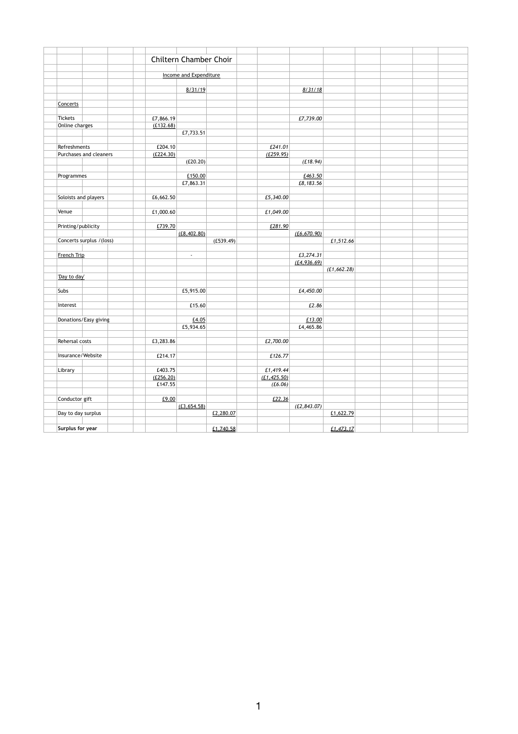# Chiltern Chamber Choir

Income and Expenditure

| | | | | | | |
|---|---|---|---|---|---|---|
| | | 8/31/19 | | | 8/31/18 | |
| **Concerts** | | | | | | |
| Tickets | £7,866.19 | | | | £7,739.00 | |
| Online charges | (£132.68) | | | | | |
| | | £7,733.51 | | | | |
| Refreshments | £204.10 | | | £241.01 | | |
| Purchases and cleaners | (£224.30) | | | (£259.95) | | |
| | | (£20.20) | | | (£18.94) | |
| Programmes | | £150.00 | | | £463.50 | |
| | | £7,863.31 | | | £8,183.56 | |
| Soloists and players | £6,662.50 | | | £5,340.00 | | |
| Venue | £1,000.60 | | | £1,049.00 | | |
| Printing/publicity | £739.70 | | | £281.90 | | |
| | | (£8,402.80) | | | (£6,670.90) | |
| Concerts surplus /(loss) | | | (£539.49) | | | £1,512.66 |
| **French Trip** | | - | | | £3,274.31 | |
| | | | | | (£4,936.69) | |
| | | | | | | (£1,662.28) |
| **'Day to day'** | | | | | | |
| Subs | | £5,915.00 | | | £4,450.00 | |
| Interest | | £15.60 | | | £2.86 | |
| Donations/Easy giving | | £4.05 | | | £13.00 | |
| | | £5,934.65 | | | £4,465.86 | |
| Rehersal costs | £3,283.86 | | | £2,700.00 | | |
| Insurance/Website | £214.17 | | | £126.77 | | |
| Library | £403.75 | | | £1,419.44 | | |
| | (£256.20) | | | (£1,425.50) | | |
| | £147.55 | | | (£6.06) | | |
| Conductor gift | £9.00 | | | £22.36 | | |
| | | (£3,654.58) | | | (£2,843.07) | |
| Day to day surplus | | | £2,280.07 | | | £1,622.79 |
| **Surplus for year** | | | £1,740.58 | | | £1,473.17 |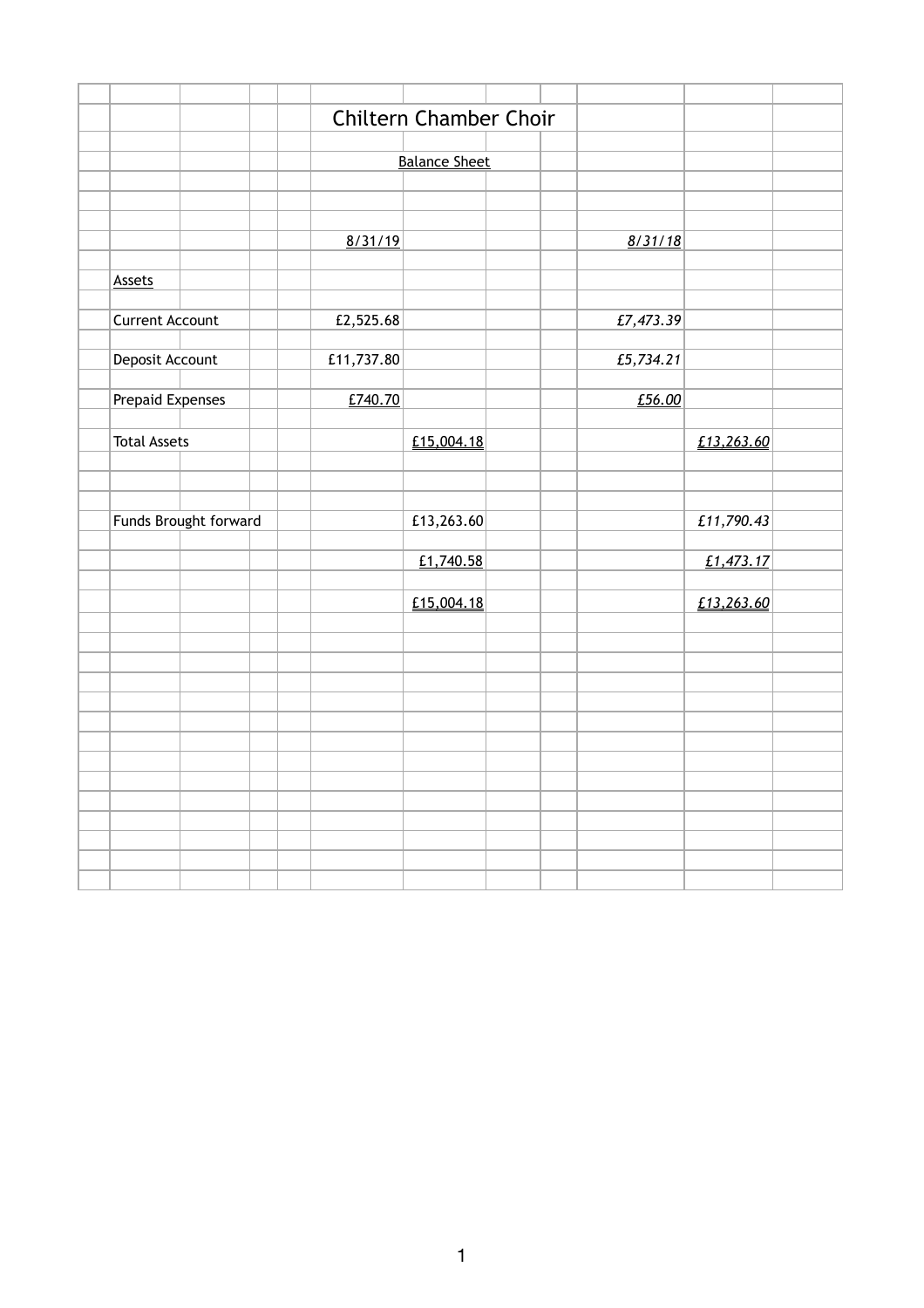# Chiltern Chamber Choir

## Balance Sheet

| | 8/31/19 | | 8/31/18 | |
|---|---|---|---|---|
| **Assets** | | | | |
| Current Account | £2,525.68 | | *£7,473.39* | |
| Deposit Account | £11,737.80 | | *£5,734.21* | |
| Prepaid Expenses | £740.70 | | *£56.00* | |
| Total Assets | | £15,004.18 | | *£13,263.60* |
| Funds Brought forward | | £13,263.60 | | *£11,790.43* |
| | | £1,740.58 | | *£1,473.17* |
| | | £15,004.18 | | *£13,263.60* |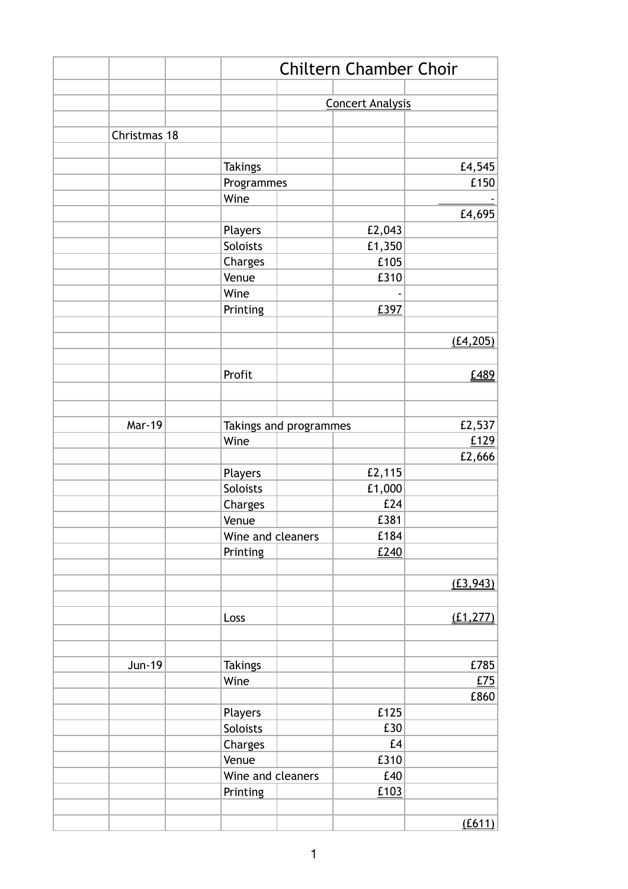# Chiltern Chamber Choir

## Concert Analysis

| | | | |
|---|---|---|---|
| **Christmas 18** | | | |
| | Takings | | £4,545 |
| | Programmes | | £150 |
| | Wine | | - |
| | | | £4,695 |
| | Players | £2,043 | |
| | Soloists | £1,350 | |
| | Charges | £105 | |
| | Venue | £310 | |
| | Wine | - | |
| | Printing | £397 | |
| | | | (£4,205) |
| | Profit | | £489 |
| | | | |
| **Mar-19** | Takings and programmes | | £2,537 |
| | Wine | | £129 |
| | | | £2,666 |
| | Players | £2,115 | |
| | Soloists | £1,000 | |
| | Charges | £24 | |
| | Venue | £381 | |
| | Wine and cleaners | £184 | |
| | Printing | £240 | |
| | | | (£3,943) |
| | Loss | | (£1,277) |
| | | | |
| **Jun-19** | Takings | | £785 |
| | Wine | | £75 |
| | | | £860 |
| | Players | £125 | |
| | Soloists | £30 | |
| | Charges | £4 | |
| | Venue | £310 | |
| | Wine and cleaners | £40 | |
| | Printing | £103 | |
| | | | (£611) |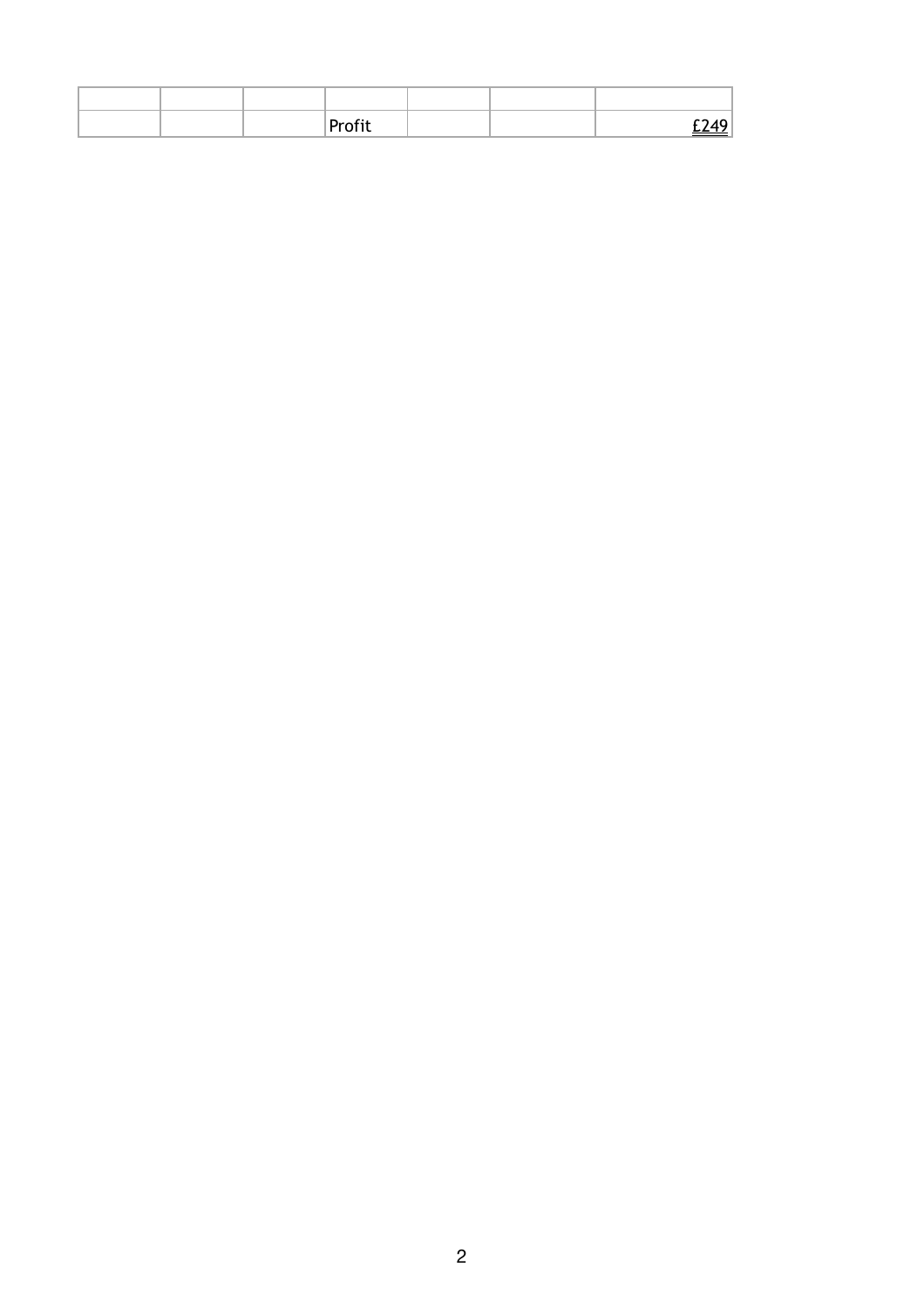| | | | | | | |
|---|---|---|---|---|---|---|
| | | | | | | |
| | | | Profit | | | £249 |